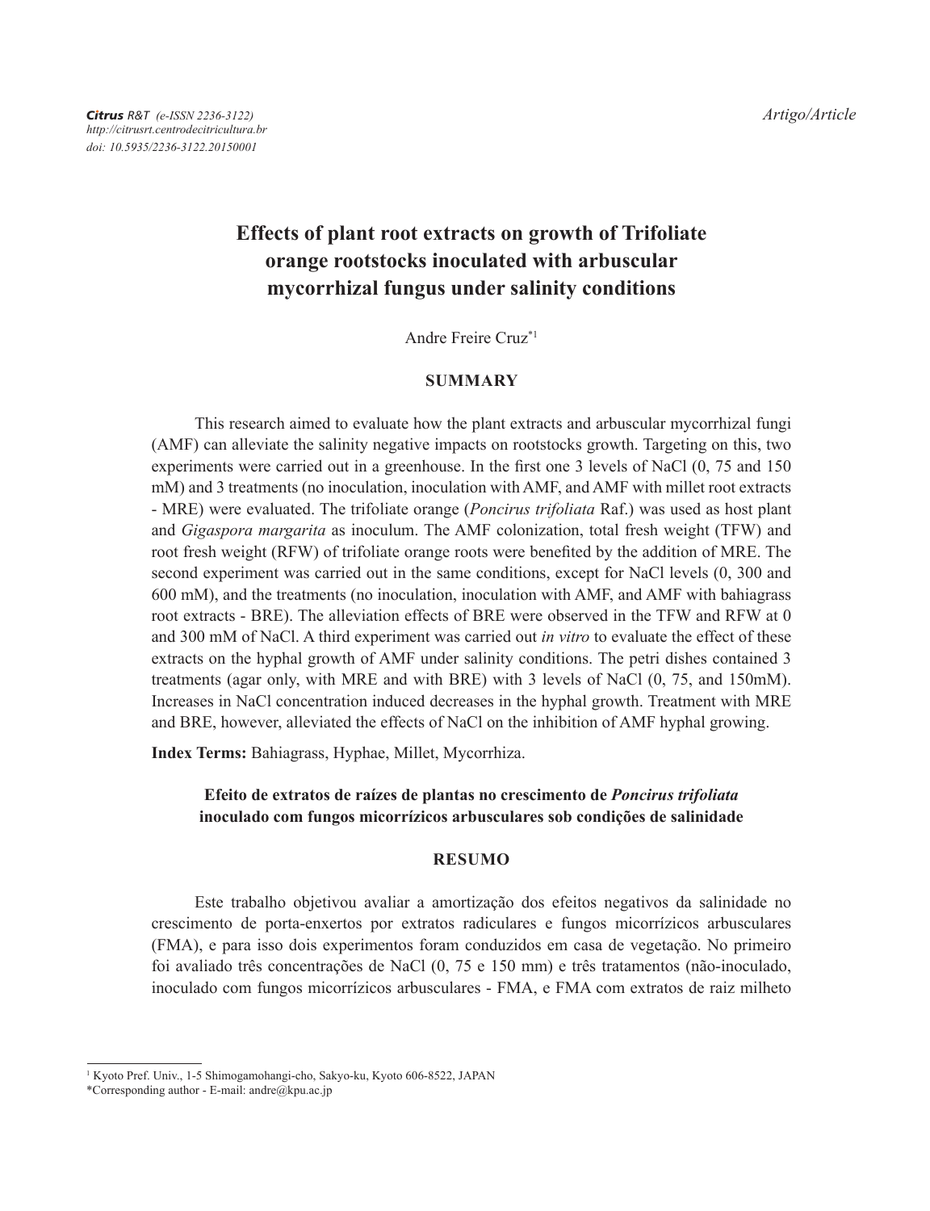*Citrus* R&T (e-ISSN 2236-3122)
*http://citrusrt.centrodecitricultura.br*
*doi: 10.5935/2236-3122.20150001*

*Artigo/Article*

# Effects of plant root extracts on growth of Trifoliate orange rootstocks inoculated with arbuscular mycorrhizal fungus under salinity conditions

Andre Freire Cruz*[1]

## SUMMARY

This research aimed to evaluate how the plant extracts and arbuscular mycorrhizal fungi (AMF) can alleviate the salinity negative impacts on rootstocks growth. Targeting on this, two experiments were carried out in a greenhouse. In the first one 3 levels of NaCl (0, 75 and 150 mM) and 3 treatments (no inoculation, inoculation with AMF, and AMF with millet root extracts - MRE) were evaluated. The trifoliate orange (*Poncirus trifoliata* Raf.) was used as host plant and *Gigaspora margarita* as inoculum. The AMF colonization, total fresh weight (TFW) and root fresh weight (RFW) of trifoliate orange roots were benefited by the addition of MRE. The second experiment was carried out in the same conditions, except for NaCl levels (0, 300 and 600 mM), and the treatments (no inoculation, inoculation with AMF, and AMF with bahiagrass root extracts - BRE). The alleviation effects of BRE were observed in the TFW and RFW at 0 and 300 mM of NaCl. A third experiment was carried out *in vitro* to evaluate the effect of these extracts on the hyphal growth of AMF under salinity conditions. The petri dishes contained 3 treatments (agar only, with MRE and with BRE) with 3 levels of NaCl (0, 75, and 150mM). Increases in NaCl concentration induced decreases in the hyphal growth. Treatment with MRE and BRE, however, alleviated the effects of NaCl on the inhibition of AMF hyphal growing.

**Index Terms:** Bahiagrass, Hyphae, Millet, Mycorrhiza.

### Efeito de extratos de raízes de plantas no crescimento de *Poncirus trifoliata* inoculado com fungos micorrízicos arbusculares sob condições de salinidade

## RESUMO

Este trabalho objetivou avaliar a amortização dos efeitos negativos da salinidade no crescimento de porta-enxertos por extratos radiculares e fungos micorrízicos arbusculares (FMA), e para isso dois experimentos foram conduzidos em casa de vegetação. No primeiro foi avaliado três concentrações de NaCl (0, 75 e 150 mm) e três tratamentos (não-inoculado, inoculado com fungos micorrízicos arbusculares - FMA, e FMA com extratos de raiz milheto

---

[1] Kyoto Pref. Univ., 1-5 Shimogamohangi-cho, Sakyo-ku, Kyoto 606-8522, JAPAN
*Corresponding author - E-mail: andre@kpu.ac.jp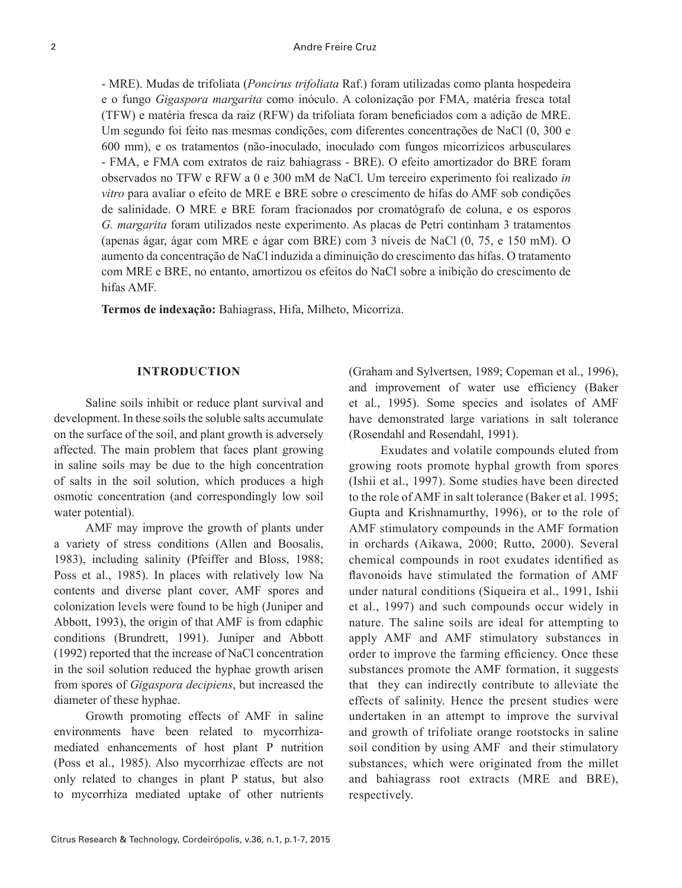- MRE). Mudas de trifoliata (*Poncirus trifoliata* Raf.) foram utilizadas como planta hospedeira e o fungo *Gigaspora margarita* como inóculo. A colonização por FMA, matéria fresca total (TFW) e matéria fresca da raiz (RFW) da trifoliata foram beneficiados com a adição de MRE. Um segundo foi feito nas mesmas condições, com diferentes concentrações de NaCl (0, 300 e 600 mm), e os tratamentos (não-inoculado, inoculado com fungos micorrízicos arbusculares - FMA, e FMA com extratos de raiz bahiagrass - BRE). O efeito amortizador do BRE foram observados no TFW e RFW a 0 e 300 mM de NaCl. Um terceiro experimento foi realizado *in vitro* para avaliar o efeito de MRE e BRE sobre o crescimento de hifas do AMF sob condições de salinidade. O MRE e BRE foram fracionados por cromatógrafo de coluna, e os esporos *G. margarita* foram utilizados neste experimento. As placas de Petri continham 3 tratamentos (apenas ágar, ágar com MRE e ágar com BRE) com 3 níveis de NaCl (0, 75, e 150 mM). O aumento da concentração de NaCl induzida a diminuição do crescimento das hifas. O tratamento com MRE e BRE, no entanto, amortizou os efeitos do NaCl sobre a inibição do crescimento de hifas AMF.

**Termos de indexação:** Bahiagrass, Hifa, Milheto, Micorriza.

## INTRODUCTION

Saline soils inhibit or reduce plant survival and development. In these soils the soluble salts accumulate on the surface of the soil, and plant growth is adversely affected. The main problem that faces plant growing in saline soils may be due to the high concentration of salts in the soil solution, which produces a high osmotic concentration (and correspondingly low soil water potential).

AMF may improve the growth of plants under a variety of stress conditions (Allen and Boosalis, 1983), including salinity (Pfeiffer and Bloss, 1988; Poss et al., 1985). In places with relatively low Na contents and diverse plant cover, AMF spores and colonization levels were found to be high (Juniper and Abbott, 1993), the origin of that AMF is from edaphic conditions (Brundrett, 1991). Juniper and Abbott (1992) reported that the increase of NaCl concentration in the soil solution reduced the hyphae growth arisen from spores of *Gigaspora decipiens*, but increased the diameter of these hyphae.

Growth promoting effects of AMF in saline environments have been related to mycorrhiza-mediated enhancements of host plant P nutrition (Poss et al., 1985). Also mycorrhizae effects are not only related to changes in plant P status, but also to mycorrhiza mediated uptake of other nutrients (Graham and Sylvertsen, 1989; Copeman et al., 1996), and improvement of water use efficiency (Baker et al., 1995). Some species and isolates of AMF have demonstrated large variations in salt tolerance (Rosendahl and Rosendahl, 1991).

Exudates and volatile compounds eluted from growing roots promote hyphal growth from spores (Ishii et al., 1997). Some studies have been directed to the role of AMF in salt tolerance (Baker et al. 1995; Gupta and Krishnamurthy, 1996), or to the role of AMF stimulatory compounds in the AMF formation in orchards (Aikawa, 2000; Rutto, 2000). Several chemical compounds in root exudates identified as flavonoids have stimulated the formation of AMF under natural conditions (Siqueira et al., 1991, Ishii et al., 1997) and such compounds occur widely in nature. The saline soils are ideal for attempting to apply AMF and AMF stimulatory substances in order to improve the farming efficiency. Once these substances promote the AMF formation, it suggests that they can indirectly contribute to alleviate the effects of salinity. Hence the present studies were undertaken in an attempt to improve the survival and growth of trifoliate orange rootstocks in saline soil condition by using AMF and their stimulatory substances, which were originated from the millet and bahiagrass root extracts (MRE and BRE), respectively.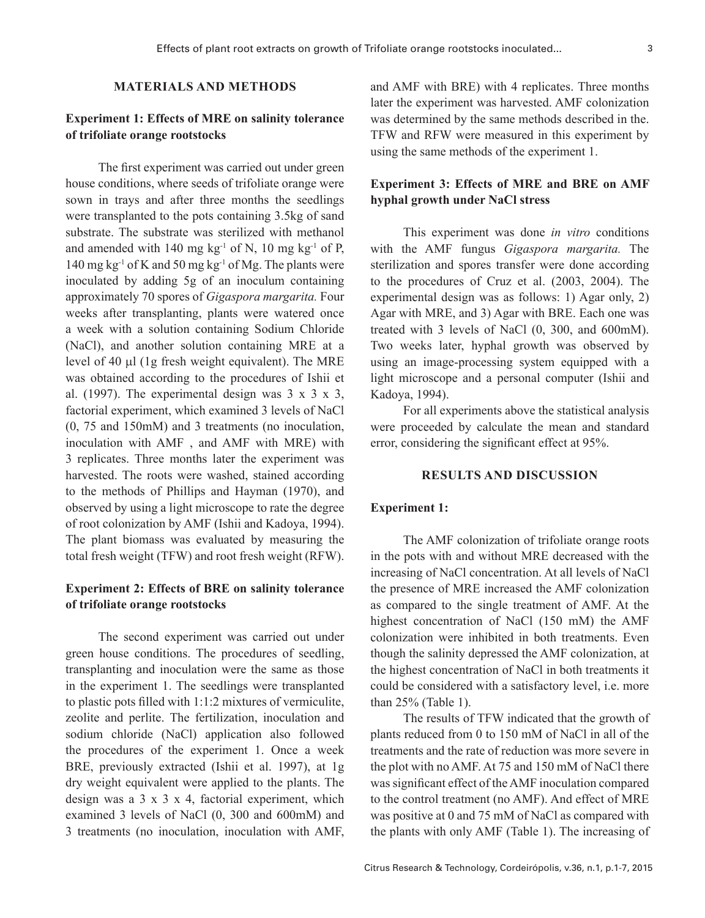## MATERIALS AND METHODS

### Experiment 1: Effects of MRE on salinity tolerance of trifoliate orange rootstocks

The first experiment was carried out under green house conditions, where seeds of trifoliate orange were sown in trays and after three months the seedlings were transplanted to the pots containing 3.5kg of sand substrate. The substrate was sterilized with methanol and amended with 140 mg kg$^{-1}$ of N, 10 mg kg$^{-1}$ of P, 140 mg kg$^{-1}$ of K and 50 mg kg$^{-1}$ of Mg. The plants were inoculated by adding 5g of an inoculum containing approximately 70 spores of *Gigaspora margarita.* Four weeks after transplanting, plants were watered once a week with a solution containing Sodium Chloride (NaCl), and another solution containing MRE at a level of 40 µl (1g fresh weight equivalent). The MRE was obtained according to the procedures of Ishii et al. (1997). The experimental design was 3 x 3 x 3, factorial experiment, which examined 3 levels of NaCl (0, 75 and 150mM) and 3 treatments (no inoculation, inoculation with AMF , and AMF with MRE) with 3 replicates. Three months later the experiment was harvested. The roots were washed, stained according to the methods of Phillips and Hayman (1970), and observed by using a light microscope to rate the degree of root colonization by AMF (Ishii and Kadoya, 1994). The plant biomass was evaluated by measuring the total fresh weight (TFW) and root fresh weight (RFW).

### Experiment 2: Effects of BRE on salinity tolerance of trifoliate orange rootstocks

The second experiment was carried out under green house conditions. The procedures of seedling, transplanting and inoculation were the same as those in the experiment 1. The seedlings were transplanted to plastic pots filled with 1:1:2 mixtures of vermiculite, zeolite and perlite. The fertilization, inoculation and sodium chloride (NaCl) application also followed the procedures of the experiment 1. Once a week BRE, previously extracted (Ishii et al. 1997), at 1g dry weight equivalent were applied to the plants. The design was a 3 x 3 x 4, factorial experiment, which examined 3 levels of NaCl (0, 300 and 600mM) and 3 treatments (no inoculation, inoculation with AMF, and AMF with BRE) with 4 replicates. Three months later the experiment was harvested. AMF colonization was determined by the same methods described in the. TFW and RFW were measured in this experiment by using the same methods of the experiment 1.

### Experiment 3: Effects of MRE and BRE on AMF hyphal growth under NaCl stress

This experiment was done *in vitro* conditions with the AMF fungus *Gigaspora margarita.* The sterilization and spores transfer were done according to the procedures of Cruz et al. (2003, 2004). The experimental design was as follows: 1) Agar only, 2) Agar with MRE, and 3) Agar with BRE. Each one was treated with 3 levels of NaCl (0, 300, and 600mM). Two weeks later, hyphal growth was observed by using an image-processing system equipped with a light microscope and a personal computer (Ishii and Kadoya, 1994).

For all experiments above the statistical analysis were proceeded by calculate the mean and standard error, considering the significant effect at 95%.

## RESULTS AND DISCUSSION

### Experiment 1:

The AMF colonization of trifoliate orange roots in the pots with and without MRE decreased with the increasing of NaCl concentration. At all levels of NaCl the presence of MRE increased the AMF colonization as compared to the single treatment of AMF. At the highest concentration of NaCl (150 mM) the AMF colonization were inhibited in both treatments. Even though the salinity depressed the AMF colonization, at the highest concentration of NaCl in both treatments it could be considered with a satisfactory level, i.e. more than 25% (Table 1).

The results of TFW indicated that the growth of plants reduced from 0 to 150 mM of NaCl in all of the treatments and the rate of reduction was more severe in the plot with no AMF. At 75 and 150 mM of NaCl there was significant effect of the AMF inoculation compared to the control treatment (no AMF). And effect of MRE was positive at 0 and 75 mM of NaCl as compared with the plants with only AMF (Table 1). The increasing of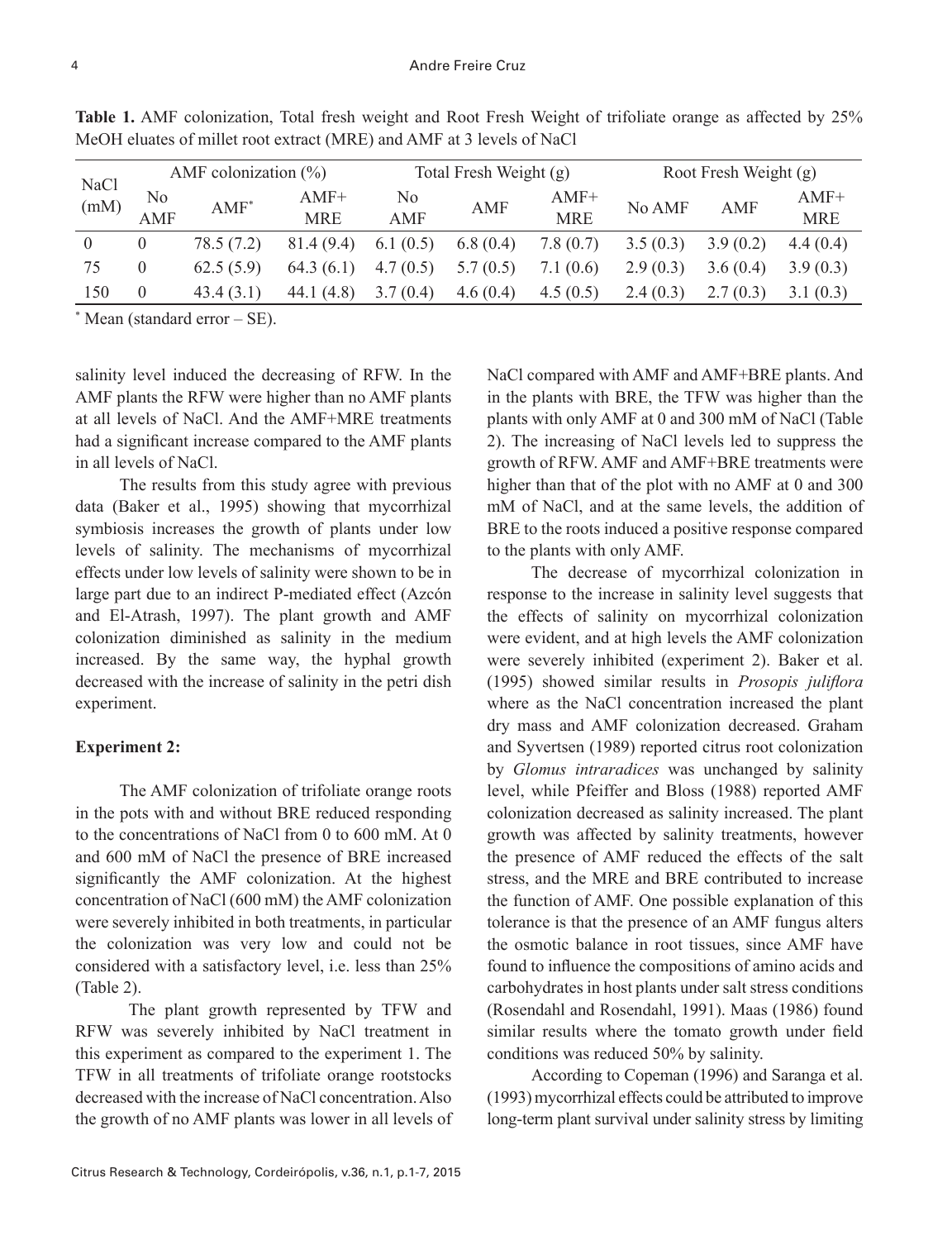**Table 1.** AMF colonization, Total fresh weight and Root Fresh Weight of trifoliate orange as affected by 25% MeOH eluates of millet root extract (MRE) and AMF at 3 levels of NaCl

| NaCl (mM) | AMF colonization (%) | | | Total Fresh Weight (g) | | | Root Fresh Weight (g) | | |
|---|---|---|---|---|---|---|---|---|---|
| | No AMF | AMF* | AMF+ MRE | No AMF | AMF | AMF+ MRE | No AMF | AMF | AMF+ MRE |
| 0 | 0 | 78.5 (7.2) | 81.4 (9.4) | 6.1 (0.5) | 6.8 (0.4) | 7.8 (0.7) | 3.5 (0.3) | 3.9 (0.2) | 4.4 (0.4) |
| 75 | 0 | 62.5 (5.9) | 64.3 (6.1) | 4.7 (0.5) | 5.7 (0.5) | 7.1 (0.6) | 2.9 (0.3) | 3.6 (0.4) | 3.9 (0.3) |
| 150 | 0 | 43.4 (3.1) | 44.1 (4.8) | 3.7 (0.4) | 4.6 (0.4) | 4.5 (0.5) | 2.4 (0.3) | 2.7 (0.3) | 3.1 (0.3) |

* Mean (standard error – SE).

salinity level induced the decreasing of RFW. In the AMF plants the RFW were higher than no AMF plants at all levels of NaCl. And the AMF+MRE treatments had a significant increase compared to the AMF plants in all levels of NaCl.

The results from this study agree with previous data (Baker et al., 1995) showing that mycorrhizal symbiosis increases the growth of plants under low levels of salinity. The mechanisms of mycorrhizal effects under low levels of salinity were shown to be in large part due to an indirect P-mediated effect (Azcón and El-Atrash, 1997). The plant growth and AMF colonization diminished as salinity in the medium increased. By the same way, the hyphal growth decreased with the increase of salinity in the petri dish experiment.

**Experiment 2:**

The AMF colonization of trifoliate orange roots in the pots with and without BRE reduced responding to the concentrations of NaCl from 0 to 600 mM. At 0 and 600 mM of NaCl the presence of BRE increased significantly the AMF colonization. At the highest concentration of NaCl (600 mM) the AMF colonization were severely inhibited in both treatments, in particular the colonization was very low and could not be considered with a satisfactory level, i.e. less than 25% (Table 2).

The plant growth represented by TFW and RFW was severely inhibited by NaCl treatment in this experiment as compared to the experiment 1. The TFW in all treatments of trifoliate orange rootstocks decreased with the increase of NaCl concentration. Also the growth of no AMF plants was lower in all levels of NaCl compared with AMF and AMF+BRE plants. And in the plants with BRE, the TFW was higher than the plants with only AMF at 0 and 300 mM of NaCl (Table 2). The increasing of NaCl levels led to suppress the growth of RFW. AMF and AMF+BRE treatments were higher than that of the plot with no AMF at 0 and 300 mM of NaCl, and at the same levels, the addition of BRE to the roots induced a positive response compared to the plants with only AMF.

The decrease of mycorrhizal colonization in response to the increase in salinity level suggests that the effects of salinity on mycorrhizal colonization were evident, and at high levels the AMF colonization were severely inhibited (experiment 2). Baker et al. (1995) showed similar results in *Prosopis juliflora* where as the NaCl concentration increased the plant dry mass and AMF colonization decreased. Graham and Syvertsen (1989) reported citrus root colonization by *Glomus intraradices* was unchanged by salinity level, while Pfeiffer and Bloss (1988) reported AMF colonization decreased as salinity increased. The plant growth was affected by salinity treatments, however the presence of AMF reduced the effects of the salt stress, and the MRE and BRE contributed to increase the function of AMF. One possible explanation of this tolerance is that the presence of an AMF fungus alters the osmotic balance in root tissues, since AMF have found to influence the compositions of amino acids and carbohydrates in host plants under salt stress conditions (Rosendahl and Rosendahl, 1991). Maas (1986) found similar results where the tomato growth under field conditions was reduced 50% by salinity.

According to Copeman (1996) and Saranga et al. (1993) mycorrhizal effects could be attributed to improve long-term plant survival under salinity stress by limiting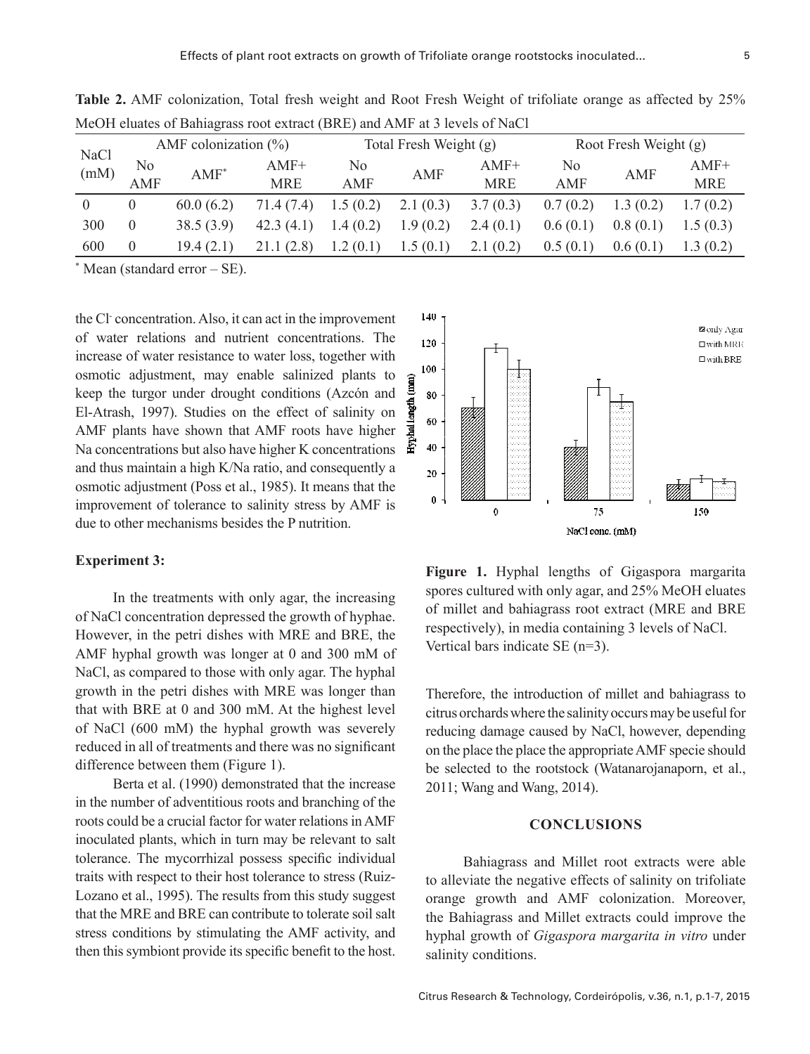**Table 2.** AMF colonization, Total fresh weight and Root Fresh Weight of trifoliate orange as affected by 25% MeOH eluates of Bahiagrass root extract (BRE) and AMF at 3 levels of NaCl

| NaCl (mM) | AMF colonization (%) | | | Total Fresh Weight (g) | | | Root Fresh Weight (g) | | |
|---|---|---|---|---|---|---|---|---|---|
| | No AMF | AMF* | AMF+ MRE | No AMF | AMF | AMF+ MRE | No AMF | AMF | AMF+ MRE |
| 0 | 0 | 60.0 (6.2) | 71.4 (7.4) | 1.5 (0.2) | 2.1 (0.3) | 3.7 (0.3) | 0.7 (0.2) | 1.3 (0.2) | 1.7 (0.2) |
| 300 | 0 | 38.5 (3.9) | 42.3 (4.1) | 1.4 (0.2) | 1.9 (0.2) | 2.4 (0.1) | 0.6 (0.1) | 0.8 (0.1) | 1.5 (0.3) |
| 600 | 0 | 19.4 (2.1) | 21.1 (2.8) | 1.2 (0.1) | 1.5 (0.1) | 2.1 (0.2) | 0.5 (0.1) | 0.6 (0.1) | 1.3 (0.2) |

\* Mean (standard error – SE).

the $Cl^-$ concentration. Also, it can act in the improvement of water relations and nutrient concentrations. The increase of water resistance to water loss, together with osmotic adjustment, may enable salinized plants to keep the turgor under drought conditions (Azcón and El-Atrash, 1997). Studies on the effect of salinity on AMF plants have shown that AMF roots have higher Na concentrations but also have higher K concentrations and thus maintain a high K/Na ratio, and consequently a osmotic adjustment (Poss et al., 1985). It means that the improvement of tolerance to salinity stress by AMF is due to other mechanisms besides the P nutrition.

**Experiment 3:**

In the treatments with only agar, the increasing of NaCl concentration depressed the growth of hyphae. However, in the petri dishes with MRE and BRE, the AMF hyphal growth was longer at 0 and 300 mM of NaCl, as compared to those with only agar. The hyphal growth in the petri dishes with MRE was longer than that with BRE at 0 and 300 mM. At the highest level of NaCl (600 mM) the hyphal growth was severely reduced in all of treatments and there was no significant difference between them (Figure 1).

Berta et al. (1990) demonstrated that the increase in the number of adventitious roots and branching of the roots could be a crucial factor for water relations in AMF inoculated plants, which in turn may be relevant to salt tolerance. The mycorrhizal possess specific individual traits with respect to their host tolerance to stress (Ruiz-Lozano et al., 1995). The results from this study suggest that the MRE and BRE can contribute to tolerate soil salt stress conditions by stimulating the AMF activity, and then this symbiont provide its specific benefit to the host.

**Figure 1.** Hyphal lengths of Gigaspora margarita spores cultured with only agar, and 25% MeOH eluates of millet and bahiagrass root extract (MRE and BRE respectively), in media containing 3 levels of NaCl. Vertical bars indicate SE (n=3).

Therefore, the introduction of millet and bahiagrass to citrus orchards where the salinity occurs may be useful for reducing damage caused by NaCl, however, depending on the place the place the appropriate AMF specie should be selected to the rootstock (Watanarojanaporn, et al., 2011; Wang and Wang, 2014).

## CONCLUSIONS

Bahiagrass and Millet root extracts were able to alleviate the negative effects of salinity on trifoliate orange growth and AMF colonization. Moreover, the Bahiagrass and Millet extracts could improve the hyphal growth of *Gigaspora margarita in vitro* under salinity conditions.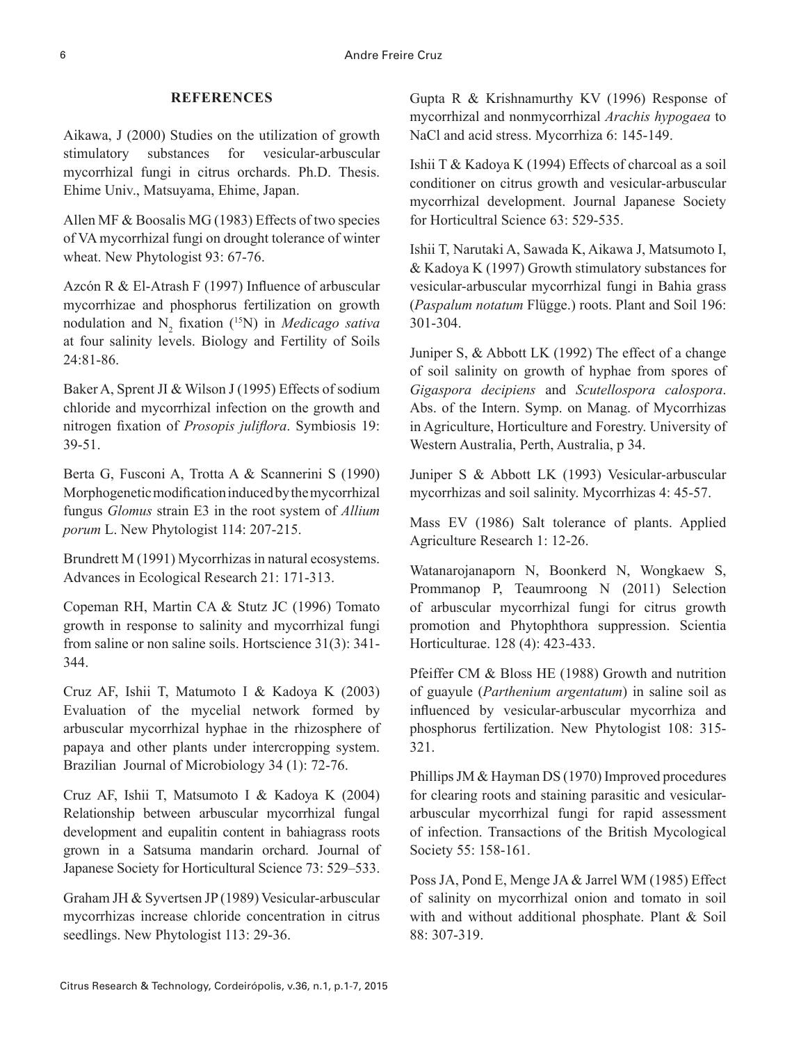## REFERENCES

Aikawa, J (2000) Studies on the utilization of growth stimulatory substances for vesicular-arbuscular mycorrhizal fungi in citrus orchards. Ph.D. Thesis. Ehime Univ., Matsuyama, Ehime, Japan.

Allen MF & Boosalis MG (1983) Effects of two species of VA mycorrhizal fungi on drought tolerance of winter wheat. New Phytologist 93: 67-76.

Azcón R & El-Atrash F (1997) Influence of arbuscular mycorrhizae and phosphorus fertilization on growth nodulation and $N_2$ fixation ($^{15}N$) in *Medicago sativa* at four salinity levels. Biology and Fertility of Soils 24:81-86.

Baker A, Sprent JI & Wilson J (1995) Effects of sodium chloride and mycorrhizal infection on the growth and nitrogen fixation of *Prosopis juliflora*. Symbiosis 19: 39-51.

Berta G, Fusconi A, Trotta A & Scannerini S (1990) Morphogenetic modification induced by the mycorrhizal fungus *Glomus* strain E3 in the root system of *Allium porum* L. New Phytologist 114: 207-215.

Brundrett M (1991) Mycorrhizas in natural ecosystems. Advances in Ecological Research 21: 171-313.

Copeman RH, Martin CA & Stutz JC (1996) Tomato growth in response to salinity and mycorrhizal fungi from saline or non saline soils. Hortscience 31(3): 341-344.

Cruz AF, Ishii T, Matumoto I & Kadoya K (2003) Evaluation of the mycelial network formed by arbuscular mycorrhizal hyphae in the rhizosphere of papaya and other plants under intercropping system. Brazilian Journal of Microbiology 34 (1): 72-76.

Cruz AF, Ishii T, Matsumoto I & Kadoya K (2004) Relationship between arbuscular mycorrhizal fungal development and eupalitin content in bahiagrass roots grown in a Satsuma mandarin orchard. Journal of Japanese Society for Horticultural Science 73: 529–533.

Graham JH & Syvertsen JP (1989) Vesicular-arbuscular mycorrhizas increase chloride concentration in citrus seedlings. New Phytologist 113: 29-36.

Gupta R & Krishnamurthy KV (1996) Response of mycorrhizal and nonmycorrhizal *Arachis hypogaea* to NaCl and acid stress. Mycorrhiza 6: 145-149.

Ishii T & Kadoya K (1994) Effects of charcoal as a soil conditioner on citrus growth and vesicular-arbuscular mycorrhizal development. Journal Japanese Society for Horticultral Science 63: 529-535.

Ishii T, Narutaki A, Sawada K, Aikawa J, Matsumoto I, & Kadoya K (1997) Growth stimulatory substances for vesicular-arbuscular mycorrhizal fungi in Bahia grass (*Paspalum notatum* Flügge.) roots. Plant and Soil 196: 301-304.

Juniper S, & Abbott LK (1992) The effect of a change of soil salinity on growth of hyphae from spores of *Gigaspora decipiens* and *Scutellospora calospora*. Abs. of the Intern. Symp. on Manag. of Mycorrhizas in Agriculture, Horticulture and Forestry. University of Western Australia, Perth, Australia, p 34.

Juniper S & Abbott LK (1993) Vesicular-arbuscular mycorrhizas and soil salinity. Mycorrhizas 4: 45-57.

Mass EV (1986) Salt tolerance of plants. Applied Agriculture Research 1: 12-26.

Watanarojanaporn N, Boonkerd N, Wongkaew S, Prommanop P, Teaumroong N (2011) Selection of arbuscular mycorrhizal fungi for citrus growth promotion and Phytophthora suppression. Scientia Horticulturae. 128 (4): 423-433.

Pfeiffer CM & Bloss HE (1988) Growth and nutrition of guayule (*Parthenium argentatum*) in saline soil as influenced by vesicular-arbuscular mycorrhiza and phosphorus fertilization. New Phytologist 108: 315-321.

Phillips JM & Hayman DS (1970) Improved procedures for clearing roots and staining parasitic and vesicular-arbuscular mycorrhizal fungi for rapid assessment of infection. Transactions of the British Mycological Society 55: 158-161.

Poss JA, Pond E, Menge JA & Jarrel WM (1985) Effect of salinity on mycorrhizal onion and tomato in soil with and without additional phosphate. Plant & Soil 88: 307-319.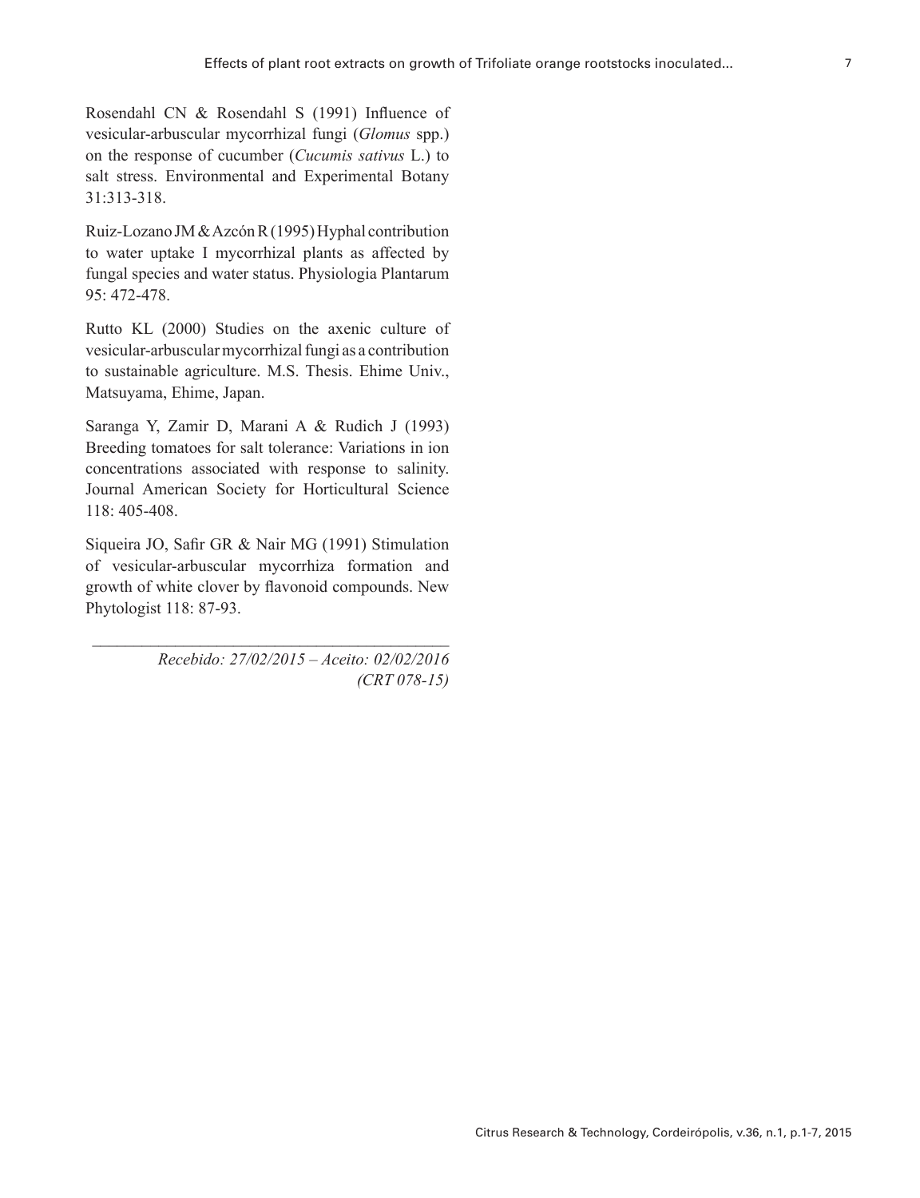Rosendahl CN & Rosendahl S (1991) Influence of vesicular-arbuscular mycorrhizal fungi (*Glomus* spp.) on the response of cucumber (*Cucumis sativus* L.) to salt stress. Environmental and Experimental Botany 31:313-318.

Ruiz-Lozano JM & Azcón R (1995) Hyphal contribution to water uptake I mycorrhizal plants as affected by fungal species and water status. Physiologia Plantarum 95: 472-478.

Rutto KL (2000) Studies on the axenic culture of vesicular-arbuscular mycorrhizal fungi as a contribution to sustainable agriculture. M.S. Thesis. Ehime Univ., Matsuyama, Ehime, Japan.

Saranga Y, Zamir D, Marani A & Rudich J (1993) Breeding tomatoes for salt tolerance: Variations in ion concentrations associated with response to salinity. Journal American Society for Horticultural Science 118: 405-408.

Siqueira JO, Safir GR & Nair MG (1991) Stimulation of vesicular-arbuscular mycorrhiza formation and growth of white clover by flavonoid compounds. New Phytologist 118: 87-93.

---

*Recebido: 27/02/2015 – Aceito: 02/02/2016*
*(CRT 078-15)*